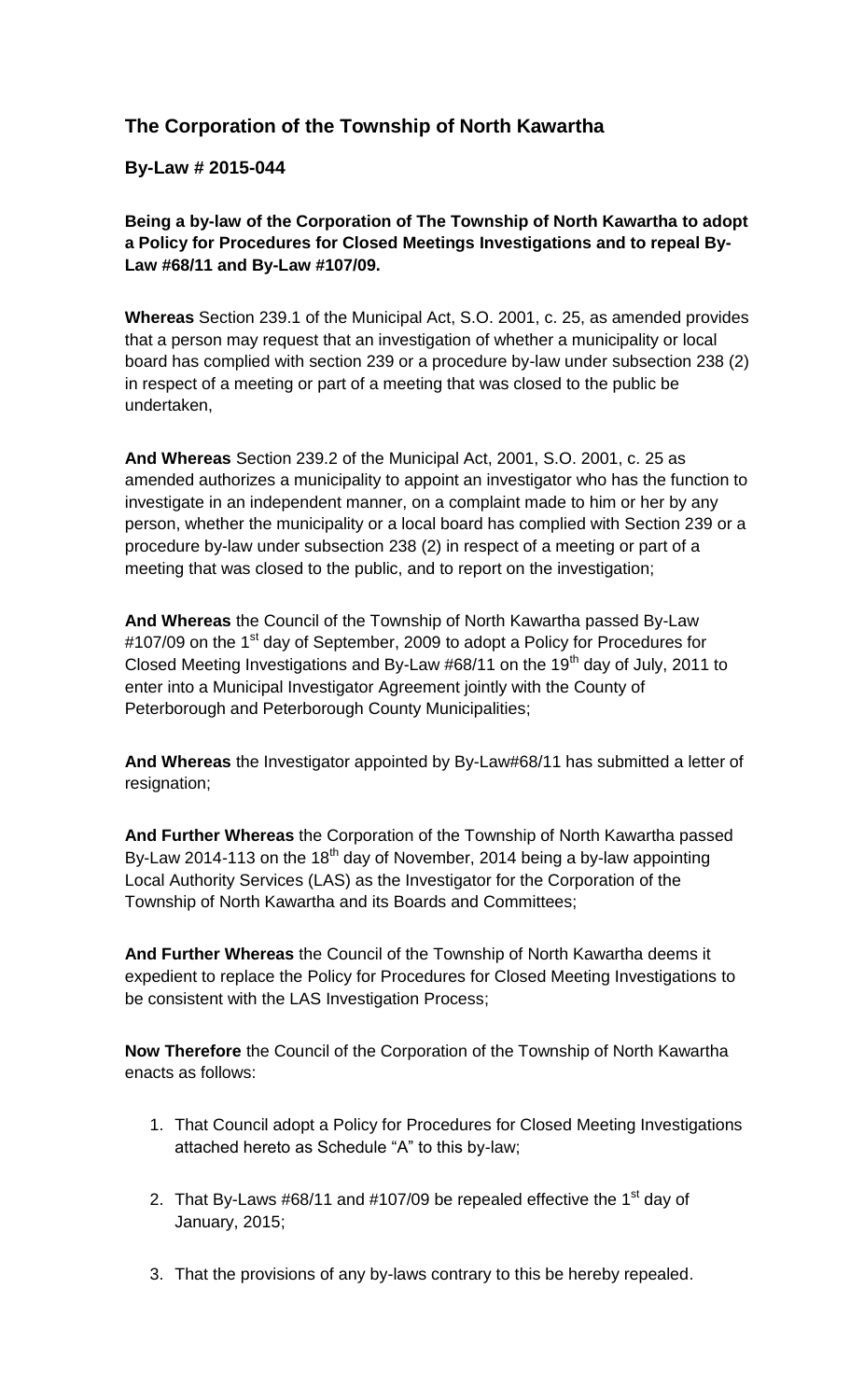## The Corporation of the Township of North Kawartha

**By-Law # 2015-044**

**Being a by-law of the Corporation of The Township of North Kawartha to adopt a Policy for Procedures for Closed Meetings Investigations and to repeal By-Law #68/11 and By-Law #107/09.**

**Whereas** Section 239.1 of the Municipal Act, S.O. 2001, c. 25, as amended provides that a person may request that an investigation of whether a municipality or local board has complied with section 239 or a procedure by-law under subsection 238 (2) in respect of a meeting or part of a meeting that was closed to the public be undertaken,

**And Whereas** Section 239.2 of the Municipal Act, 2001, S.O. 2001, c. 25 as amended authorizes a municipality to appoint an investigator who has the function to investigate in an independent manner, on a complaint made to him or her by any person, whether the municipality or a local board has complied with Section 239 or a procedure by-law under subsection 238 (2) in respect of a meeting or part of a meeting that was closed to the public, and to report on the investigation;

**And Whereas** the Council of the Township of North Kawartha passed By-Law #107/09 on the 1st day of September, 2009 to adopt a Policy for Procedures for Closed Meeting Investigations and By-Law #68/11 on the 19th day of July, 2011 to enter into a Municipal Investigator Agreement jointly with the County of Peterborough and Peterborough County Municipalities;

**And Whereas** the Investigator appointed by By-Law#68/11 has submitted a letter of resignation;

**And Further Whereas** the Corporation of the Township of North Kawartha passed By-Law 2014-113 on the 18th day of November, 2014 being a by-law appointing Local Authority Services (LAS) as the Investigator for the Corporation of the Township of North Kawartha and its Boards and Committees;

**And Further Whereas** the Council of the Township of North Kawartha deems it expedient to replace the Policy for Procedures for Closed Meeting Investigations to be consistent with the LAS Investigation Process;

**Now Therefore** the Council of the Corporation of the Township of North Kawartha enacts as follows:

1. That Council adopt a Policy for Procedures for Closed Meeting Investigations attached hereto as Schedule "A" to this by-law;

2. That By-Laws #68/11 and #107/09 be repealed effective the 1st day of January, 2015;

3. That the provisions of any by-laws contrary to this be hereby repealed.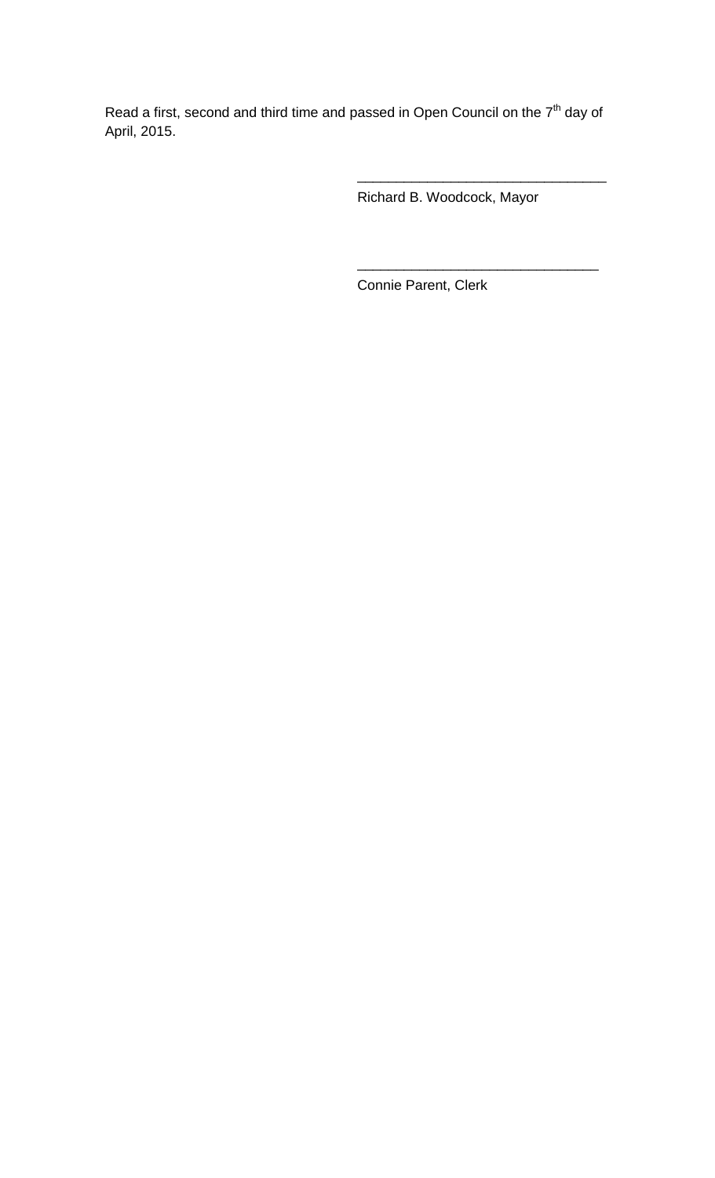Read a first, second and third time and passed in Open Council on the 7th day of April, 2015.

\_\_\_\_\_\_\_\_\_\_\_\_\_\_\_\_\_\_\_\_\_\_\_\_\_\_\_\_\_\_\_\_

Richard B. Woodcock, Mayor

\_\_\_\_\_\_\_\_\_\_\_\_\_\_\_\_\_\_\_\_\_\_\_\_\_\_\_\_\_\_\_

Connie Parent, Clerk